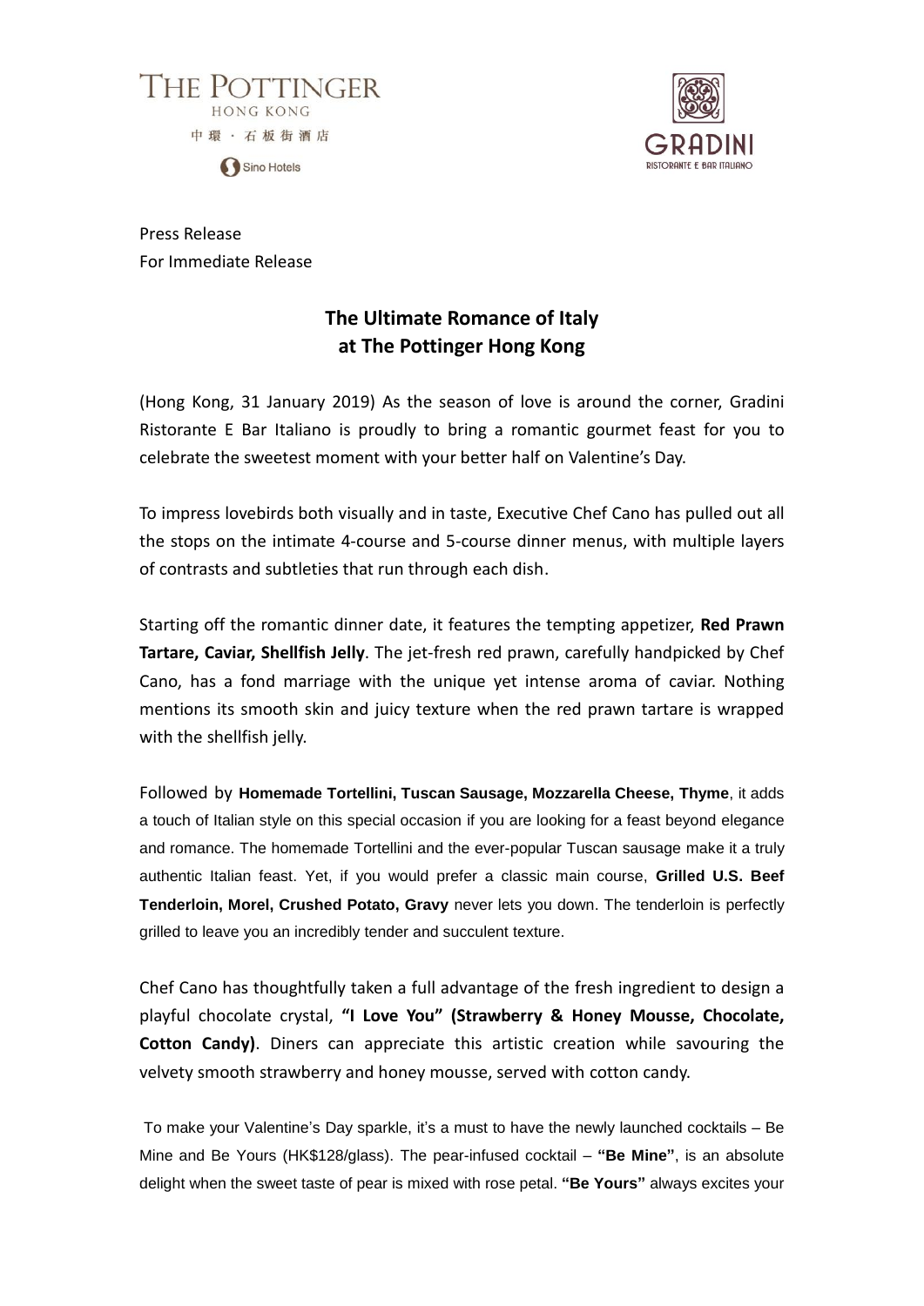THE POTTINGER
HONG KONG
中環・石板街酒店
Sino Hotels

GRADINI
RISTORANTE E BAR ITALIANO

Press Release
For Immediate Release

# The Ultimate Romance of Italy at The Pottinger Hong Kong

(Hong Kong, 31 January 2019) As the season of love is around the corner, Gradini Ristorante E Bar Italiano is proudly to bring a romantic gourmet feast for you to celebrate the sweetest moment with your better half on Valentine's Day.

To impress lovebirds both visually and in taste, Executive Chef Cano has pulled out all the stops on the intimate 4-course and 5-course dinner menus, with multiple layers of contrasts and subtleties that run through each dish.

Starting off the romantic dinner date, it features the tempting appetizer, **Red Prawn Tartare, Caviar, Shellfish Jelly**. The jet-fresh red prawn, carefully handpicked by Chef Cano, has a fond marriage with the unique yet intense aroma of caviar. Nothing mentions its smooth skin and juicy texture when the red prawn tartare is wrapped with the shellfish jelly.

Followed by **Homemade Tortellini, Tuscan Sausage, Mozzarella Cheese, Thyme**, it adds a touch of Italian style on this special occasion if you are looking for a feast beyond elegance and romance. The homemade Tortellini and the ever-popular Tuscan sausage make it a truly authentic Italian feast. Yet, if you would prefer a classic main course, **Grilled U.S. Beef Tenderloin, Morel, Crushed Potato, Gravy** never lets you down. The tenderloin is perfectly grilled to leave you an incredibly tender and succulent texture.

Chef Cano has thoughtfully taken a full advantage of the fresh ingredient to design a playful chocolate crystal, **"I Love You" (Strawberry & Honey Mousse, Chocolate, Cotton Candy)**. Diners can appreciate this artistic creation while savouring the velvety smooth strawberry and honey mousse, served with cotton candy.

To make your Valentine's Day sparkle, it's a must to have the newly launched cocktails – Be Mine and Be Yours (HK$128/glass). The pear-infused cocktail – **"Be Mine"**, is an absolute delight when the sweet taste of pear is mixed with rose petal. **"Be Yours"** always excites your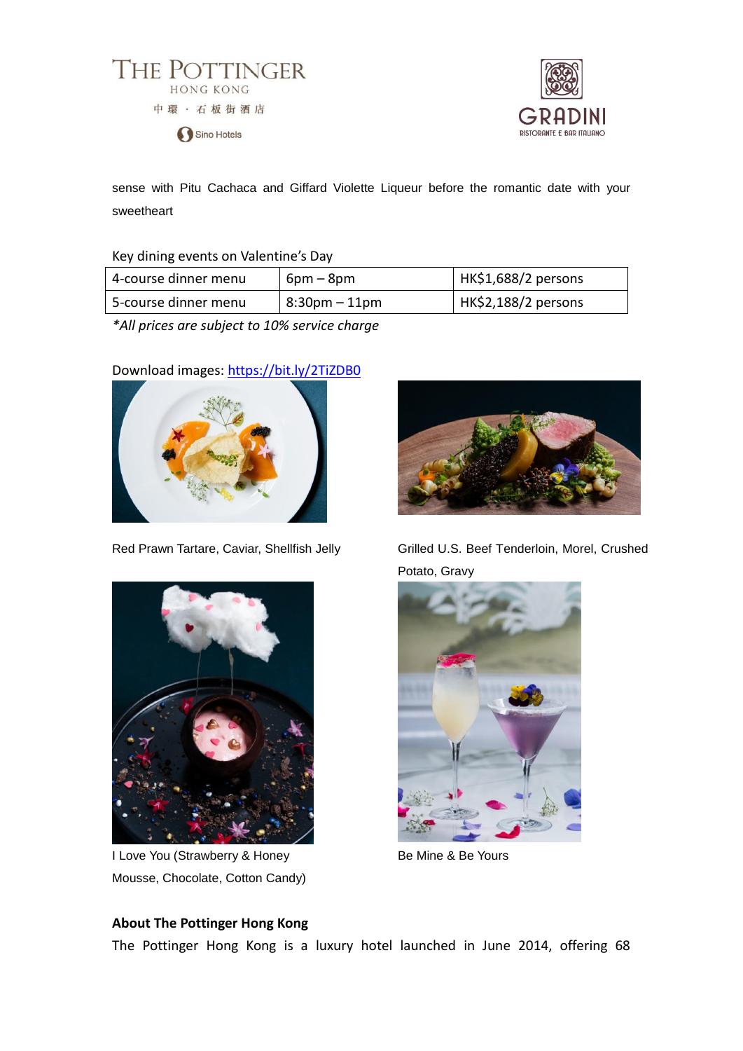sense with Pitu Cachaca and Giffard Violette Liqueur before the romantic date with your sweetheart

Key dining events on Valentine's Day

| 4-course dinner menu | 6pm – 8pm | HK$1,688/2 persons |
|---|---|---|
| 5-course dinner menu | 8:30pm – 11pm | HK$2,188/2 persons |

*\*All prices are subject to 10% service charge*

Download images: [https://bit.ly/2TiZDB0](https://bit.ly/2TiZDB0)

Red Prawn Tartare, Caviar, Shellfish Jelly

Grilled U.S. Beef Tenderloin, Morel, Crushed Potato, Gravy

I Love You (Strawberry & Honey Mousse, Chocolate, Cotton Candy)

Be Mine & Be Yours

**About The Pottinger Hong Kong**

The Pottinger Hong Kong is a luxury hotel launched in June 2014, offering 68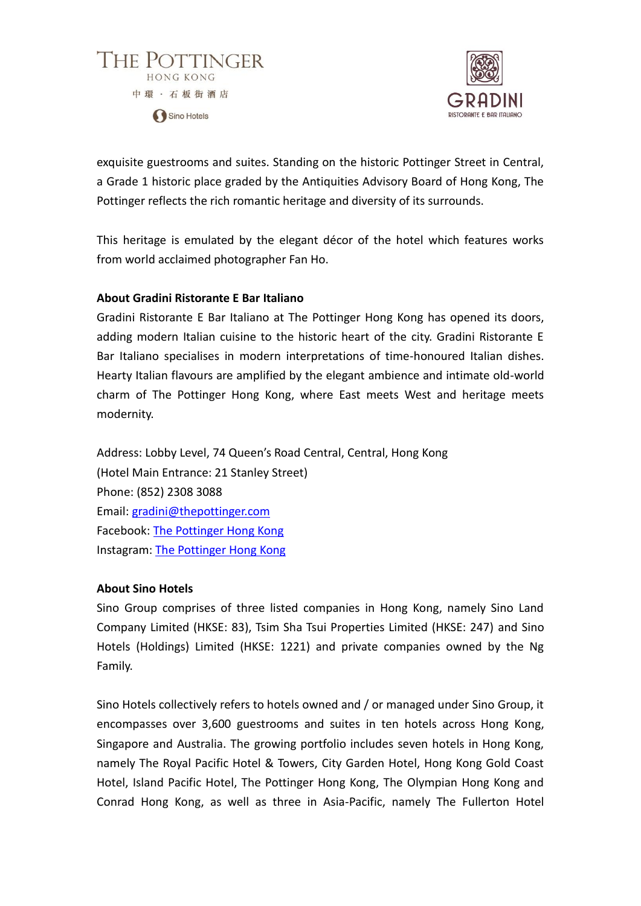exquisite guestrooms and suites. Standing on the historic Pottinger Street in Central, a Grade 1 historic place graded by the Antiquities Advisory Board of Hong Kong, The Pottinger reflects the rich romantic heritage and diversity of its surrounds.

This heritage is emulated by the elegant décor of the hotel which features works from world acclaimed photographer Fan Ho.

**About Gradini Ristorante E Bar Italiano**

Gradini Ristorante E Bar Italiano at The Pottinger Hong Kong has opened its doors, adding modern Italian cuisine to the historic heart of the city. Gradini Ristorante E Bar Italiano specialises in modern interpretations of time-honoured Italian dishes. Hearty Italian flavours are amplified by the elegant ambience and intimate old-world charm of The Pottinger Hong Kong, where East meets West and heritage meets modernity.

Address: Lobby Level, 74 Queen's Road Central, Central, Hong Kong
(Hotel Main Entrance: 21 Stanley Street)
Phone: (852) 2308 3088
Email: gradini@thepottinger.com
Facebook: The Pottinger Hong Kong
Instagram: The Pottinger Hong Kong

**About Sino Hotels**

Sino Group comprises of three listed companies in Hong Kong, namely Sino Land Company Limited (HKSE: 83), Tsim Sha Tsui Properties Limited (HKSE: 247) and Sino Hotels (Holdings) Limited (HKSE: 1221) and private companies owned by the Ng Family.

Sino Hotels collectively refers to hotels owned and / or managed under Sino Group, it encompasses over 3,600 guestrooms and suites in ten hotels across Hong Kong, Singapore and Australia. The growing portfolio includes seven hotels in Hong Kong, namely The Royal Pacific Hotel & Towers, City Garden Hotel, Hong Kong Gold Coast Hotel, Island Pacific Hotel, The Pottinger Hong Kong, The Olympian Hong Kong and Conrad Hong Kong, as well as three in Asia-Pacific, namely The Fullerton Hotel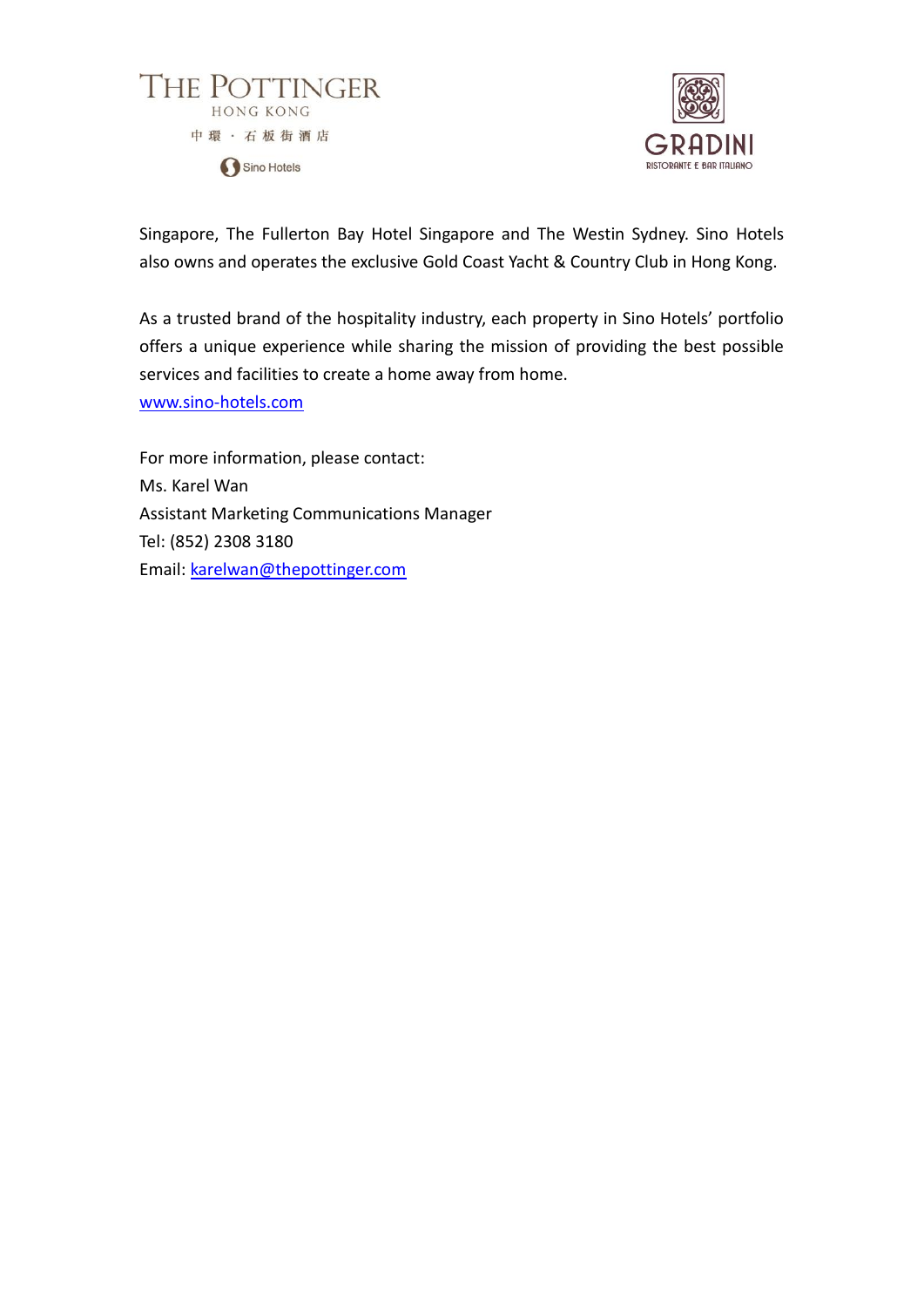Singapore, The Fullerton Bay Hotel Singapore and The Westin Sydney. Sino Hotels also owns and operates the exclusive Gold Coast Yacht & Country Club in Hong Kong.

As a trusted brand of the hospitality industry, each property in Sino Hotels' portfolio offers a unique experience while sharing the mission of providing the best possible services and facilities to create a home away from home.
[www.sino-hotels.com](http://www.sino-hotels.com)

For more information, please contact:
Ms. Karel Wan
Assistant Marketing Communications Manager
Tel: (852) 2308 3180
Email: [karelwan@thepottinger.com](mailto:karelwan@thepottinger.com)